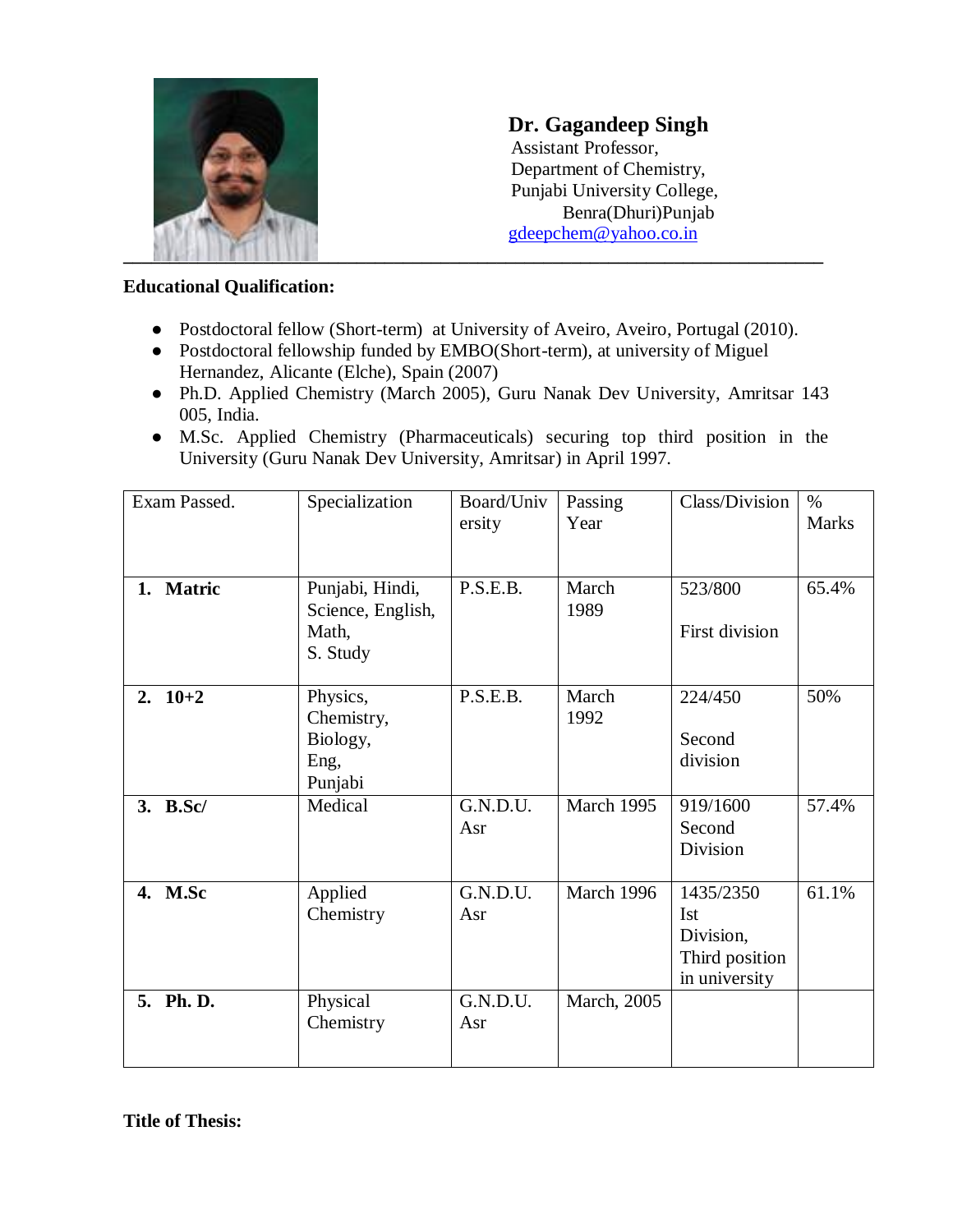**Dr. Gagandeep Singh**
Assistant Professor,
Department of Chemistry,
Punjabi University College,
Benra(Dhuri)Punjab
gdeepchem@yahoo.co.in

---

**Educational Qualification:**

- Postdoctoral fellow (Short-term) at University of Aveiro, Aveiro, Portugal (2010).
- Postdoctoral fellowship funded by EMBO(Short-term), at university of Miguel Hernandez, Alicante (Elche), Spain (2007)
- Ph.D. Applied Chemistry (March 2005), Guru Nanak Dev University, Amritsar 143 005, India.
- M.Sc. Applied Chemistry (Pharmaceuticals) securing top third position in the University (Guru Nanak Dev University, Amritsar) in April 1997.

| Exam Passed. | Specialization | Board/University | Passing Year | Class/Division | % Marks |
|---|---|---|---|---|---|
| **1. Matric** | Punjabi, Hindi, Science, English, Math, S. Study | P.S.E.B. | March 1989 | 523/800 First division | 65.4% |
| **2. 10+2** | Physics, Chemistry, Biology, Eng, Punjabi | P.S.E.B. | March 1992 | 224/450 Second division | 50% |
| **3. B.Sc/** | Medical | G.N.D.U. Asr | March 1995 | 919/1600 Second Division | 57.4% |
| **4. M.Sc** | Applied Chemistry | G.N.D.U. Asr | March 1996 | 1435/2350 Ist Division, Third position in university | 61.1% |
| **5. Ph. D.** | Physical Chemistry | G.N.D.U. Asr | March, 2005 | | |

**Title of Thesis:**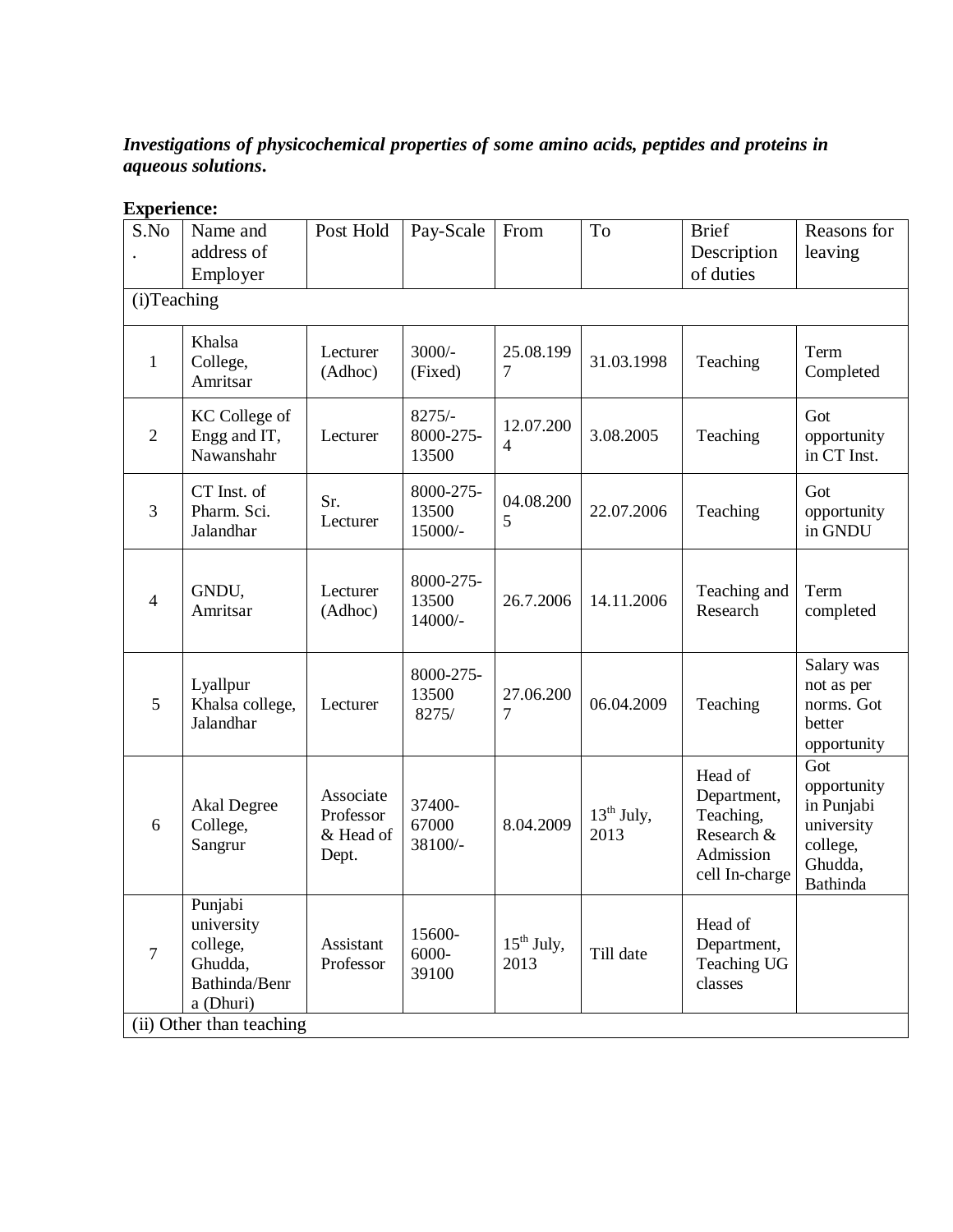***Investigations of physicochemical properties of some amino acids, peptides and proteins in aqueous solutions*.**

**Experience:**

| S.No. | Name and address of Employer | Post Hold | Pay-Scale | From | To | Brief Description of duties | Reasons for leaving |
|---|---|---|---|---|---|---|---|
| (i)Teaching | | | | | | | |
| 1 | Khalsa College, Amritsar | Lecturer (Adhoc) | 3000/- (Fixed) | 25.08.1997 | 31.03.1998 | Teaching | Term Completed |
| 2 | KC College of Engg and IT, Nawanshahr | Lecturer | 8275/- 8000-275-13500 | 12.07.2004 | 3.08.2005 | Teaching | Got opportunity in CT Inst. |
| 3 | CT Inst. of Pharm. Sci. Jalandhar | Sr. Lecturer | 8000-275-13500 15000/- | 04.08.2005 | 22.07.2006 | Teaching | Got opportunity in GNDU |
| 4 | GNDU, Amritsar | Lecturer (Adhoc) | 8000-275-13500 14000/- | 26.7.2006 | 14.11.2006 | Teaching and Research | Term completed |
| 5 | Lyallpur Khalsa college, Jalandhar | Lecturer | 8000-275-13500 8275/ | 27.06.2007 | 06.04.2009 | Teaching | Salary was not as per norms. Got better opportunity |
| 6 | Akal Degree College, Sangrur | Associate Professor & Head of Dept. | 37400-67000 38100/- | 8.04.2009 | 13th July, 2013 | Head of Department, Teaching, Research & Admission cell In-charge | Got opportunity in Punjabi university college, Ghudda, Bathinda |
| 7 | Punjabi university college, Ghudda, Bathinda/Benra (Dhuri) | Assistant Professor | 15600-6000-39100 | 15th July, 2013 | Till date | Head of Department, Teaching UG classes | |
| (ii) Other than teaching | | | | | | | |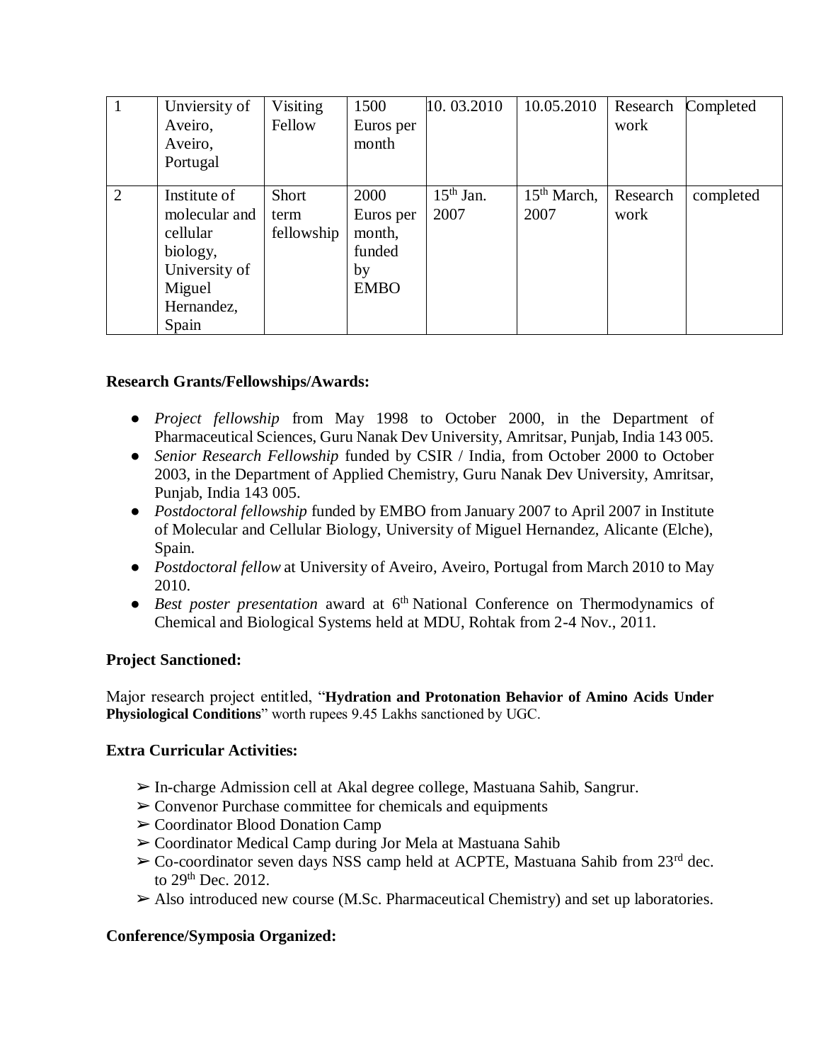| 1 | Unviersity of Aveiro, Aveiro, Portugal | Visiting Fellow | 1500 Euros per month | 10. 03.2010 | 10.05.2010 | Research work | Completed |
|---|---|---|---|---|---|---|---|
| 2 | Institute of molecular and cellular biology, University of Miguel Hernandez, Spain | Short term fellowship | 2000 Euros per month, funded by EMBO | 15th Jan. 2007 | 15th March, 2007 | Research work | completed |

**Research Grants/Fellowships/Awards:**

- *Project fellowship* from May 1998 to October 2000, in the Department of Pharmaceutical Sciences, Guru Nanak Dev University, Amritsar, Punjab, India 143 005.
- *Senior Research Fellowship* funded by CSIR / India, from October 2000 to October 2003, in the Department of Applied Chemistry, Guru Nanak Dev University, Amritsar, Punjab, India 143 005.
- *Postdoctoral fellowship* funded by EMBO from January 2007 to April 2007 in Institute of Molecular and Cellular Biology, University of Miguel Hernandez, Alicante (Elche), Spain.
- *Postdoctoral fellow* at University of Aveiro, Aveiro, Portugal from March 2010 to May 2010.
- *Best poster presentation* award at 6th National Conference on Thermodynamics of Chemical and Biological Systems held at MDU, Rohtak from 2-4 Nov., 2011.

**Project Sanctioned:**

Major research project entitled, "**Hydration and Protonation Behavior of Amino Acids Under Physiological Conditions**" worth rupees 9.45 Lakhs sanctioned by UGC.

**Extra Curricular Activities:**

- ➢ In-charge Admission cell at Akal degree college, Mastuana Sahib, Sangrur.
- ➢ Convenor Purchase committee for chemicals and equipments
- ➢ Coordinator Blood Donation Camp
- ➢ Coordinator Medical Camp during Jor Mela at Mastuana Sahib
- ➢ Co-coordinator seven days NSS camp held at ACPTE, Mastuana Sahib from 23rd dec. to 29th Dec. 2012.
- ➢ Also introduced new course (M.Sc. Pharmaceutical Chemistry) and set up laboratories.

**Conference/Symposia Organized:**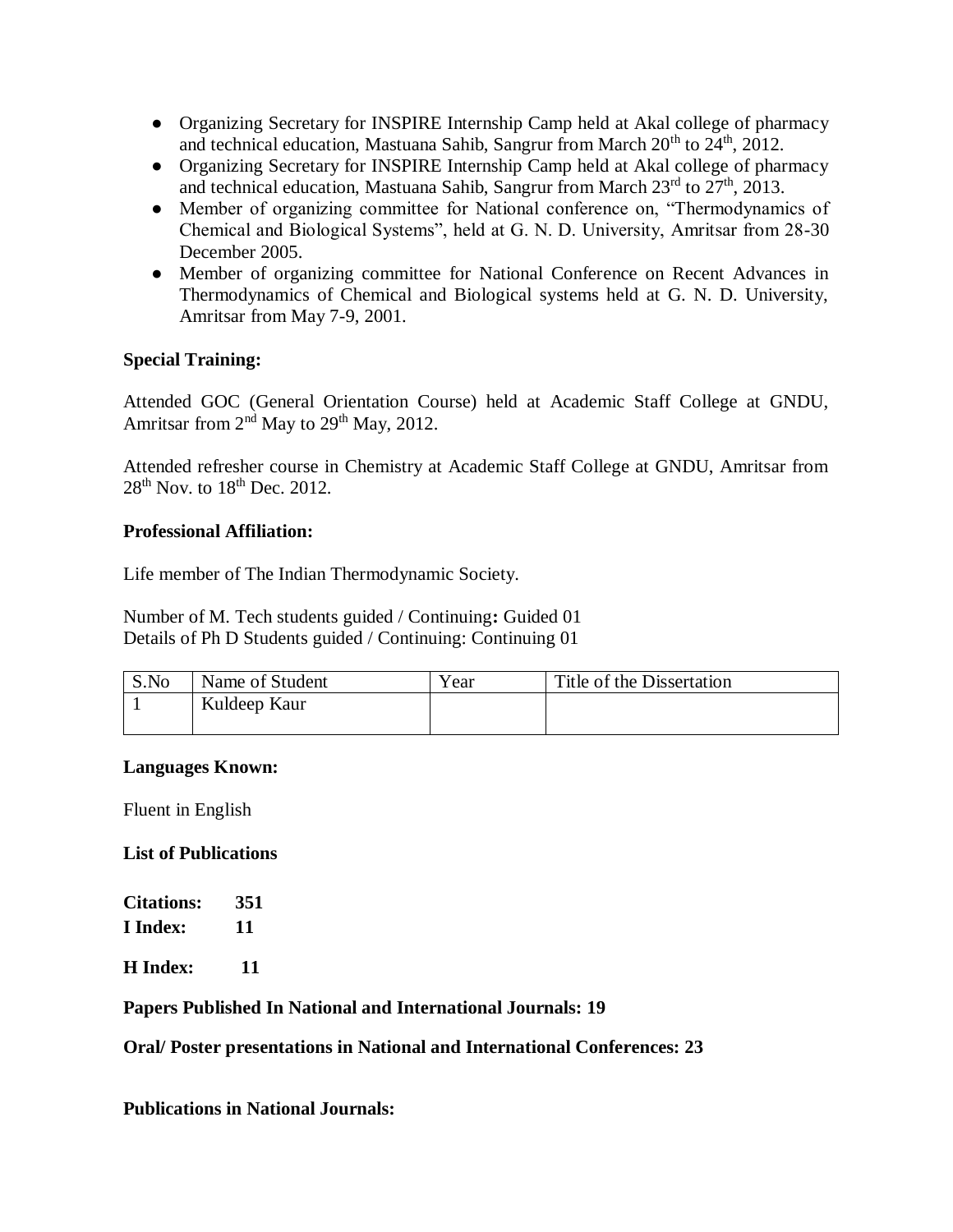- Organizing Secretary for INSPIRE Internship Camp held at Akal college of pharmacy and technical education, Mastuana Sahib, Sangrur from March 20th to 24th, 2012.
- Organizing Secretary for INSPIRE Internship Camp held at Akal college of pharmacy and technical education, Mastuana Sahib, Sangrur from March 23rd to 27th, 2013.
- Member of organizing committee for National conference on, "Thermodynamics of Chemical and Biological Systems", held at G. N. D. University, Amritsar from 28-30 December 2005.
- Member of organizing committee for National Conference on Recent Advances in Thermodynamics of Chemical and Biological systems held at G. N. D. University, Amritsar from May 7-9, 2001.

**Special Training:**

Attended GOC (General Orientation Course) held at Academic Staff College at GNDU, Amritsar from 2nd May to 29th May, 2012.

Attended refresher course in Chemistry at Academic Staff College at GNDU, Amritsar from 28th Nov. to 18th Dec. 2012.

**Professional Affiliation:**

Life member of The Indian Thermodynamic Society.

Number of M. Tech students guided / Continuing**:** Guided 01
Details of Ph D Students guided / Continuing: Continuing 01

| S.No | Name of Student | Year | Title of the Dissertation |
|---|---|---|---|
| 1 | Kuldeep Kaur | | |

**Languages Known:**

Fluent in English

**List of Publications**

**Citations: 351**
**I Index: 11**

**H Index: 11**

**Papers Published In National and International Journals: 19**

**Oral/ Poster presentations in National and International Conferences: 23**

**Publications in National Journals:**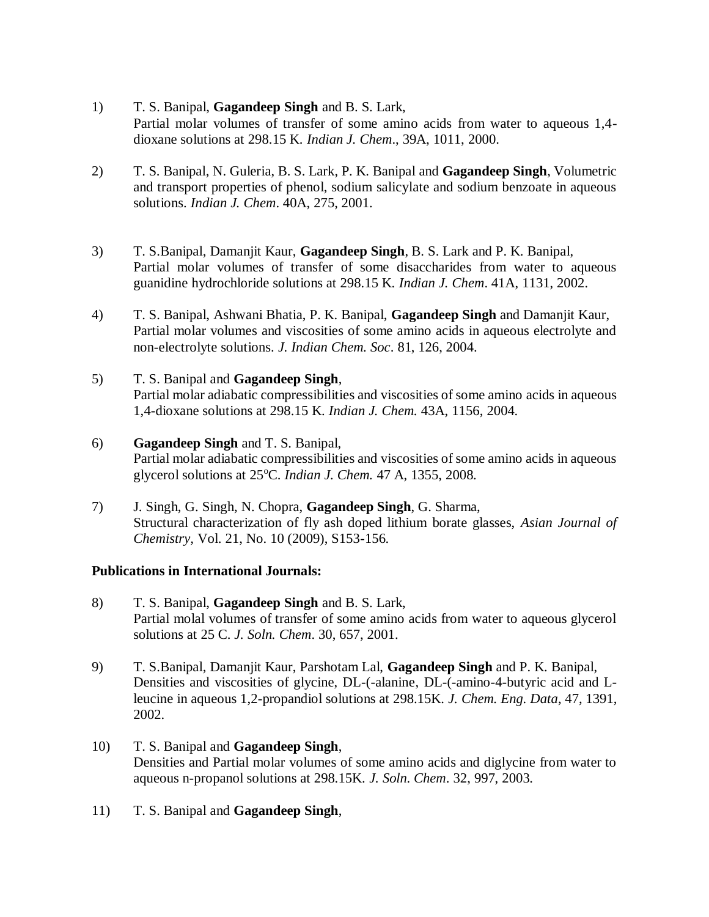1) T. S. Banipal, **Gagandeep Singh** and B. S. Lark,
Partial molar volumes of transfer of some amino acids from water to aqueous 1,4-dioxane solutions at 298.15 K. *Indian J. Chem*., 39A, 1011, 2000.

2) T. S. Banipal, N. Guleria, B. S. Lark, P. K. Banipal and **Gagandeep Singh**, Volumetric and transport properties of phenol, sodium salicylate and sodium benzoate in aqueous solutions. *Indian J. Chem*. 40A, 275, 2001.

3) T. S.Banipal, Damanjit Kaur, **Gagandeep Singh**, B. S. Lark and P. K. Banipal,
Partial molar volumes of transfer of some disaccharides from water to aqueous guanidine hydrochloride solutions at 298.15 K. *Indian J. Chem*. 41A, 1131, 2002.

4) T. S. Banipal, Ashwani Bhatia, P. K. Banipal, **Gagandeep Singh** and Damanjit Kaur,
Partial molar volumes and viscosities of some amino acids in aqueous electrolyte and non-electrolyte solutions. *J. Indian Chem. Soc*. 81, 126, 2004.

5) T. S. Banipal and **Gagandeep Singh**,
Partial molar adiabatic compressibilities and viscosities of some amino acids in aqueous 1,4-dioxane solutions at 298.15 K. *Indian J. Chem.* 43A, 1156, 2004.

6) **Gagandeep Singh** and T. S. Banipal,
Partial molar adiabatic compressibilities and viscosities of some amino acids in aqueous glycerol solutions at 25$^{o}$C. *Indian J. Chem.* 47 A, 1355, 2008.

7) J. Singh, G. Singh, N. Chopra, **Gagandeep Singh**, G. Sharma,
Structural characterization of fly ash doped lithium borate glasses, *Asian Journal of Chemistry,* Vol. 21, No. 10 (2009), S153-156.

**Publications in International Journals:**

8) T. S. Banipal, **Gagandeep Singh** and B. S. Lark,
Partial molal volumes of transfer of some amino acids from water to aqueous glycerol solutions at 25 C. *J. Soln. Chem*. 30, 657, 2001.

9) T. S.Banipal, Damanjit Kaur, Parshotam Lal, **Gagandeep Singh** and P. K. Banipal,
Densities and viscosities of glycine, DL-(-alanine, DL-(-amino-4-butyric acid and L-leucine in aqueous 1,2-propandiol solutions at 298.15K. *J. Chem. Eng. Data*, 47, 1391, 2002.

10) T. S. Banipal and **Gagandeep Singh**,
Densities and Partial molar volumes of some amino acids and diglycine from water to aqueous n-propanol solutions at 298.15K. *J. Soln. Chem*. 32, 997, 2003.

11) T. S. Banipal and **Gagandeep Singh**,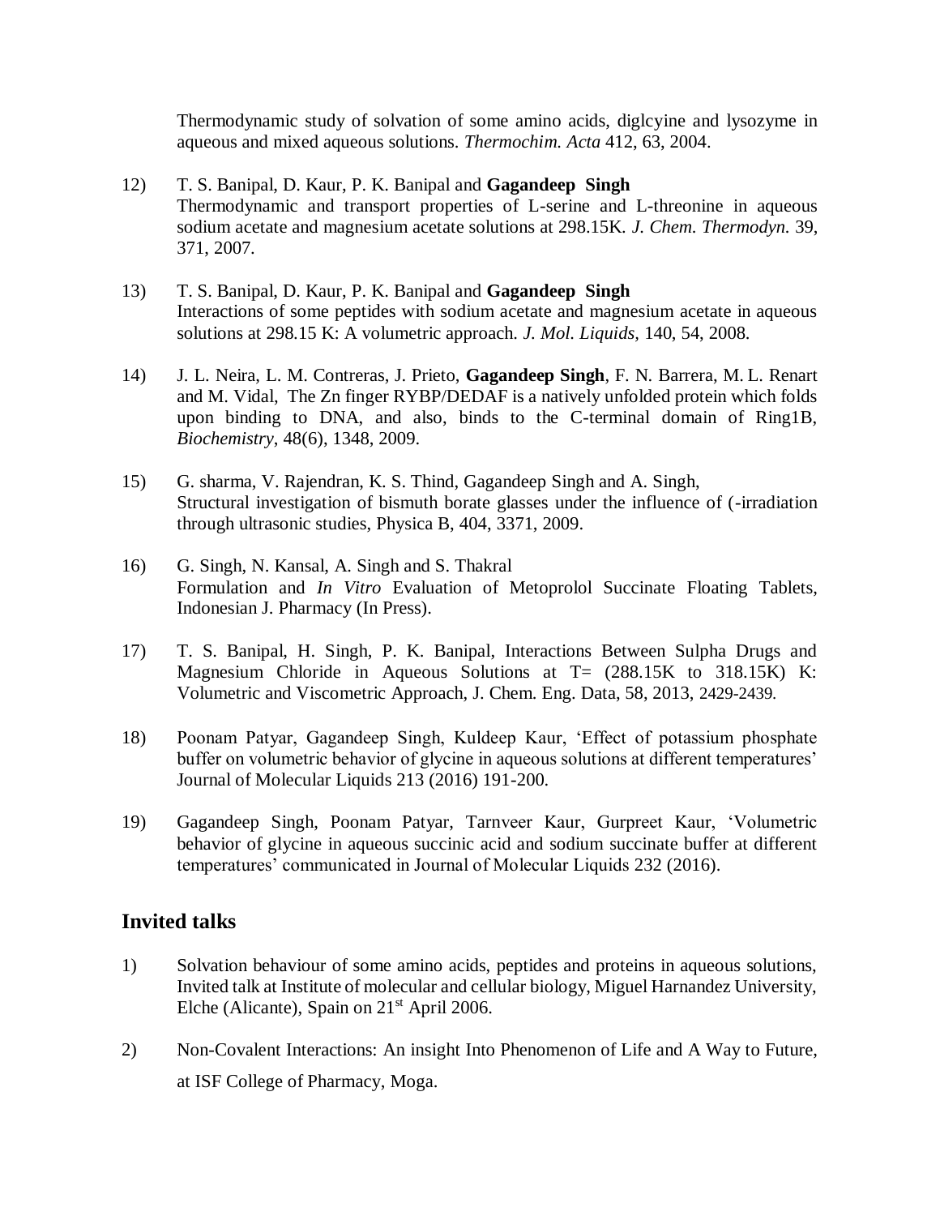Thermodynamic study of solvation of some amino acids, diglcyine and lysozyme in aqueous and mixed aqueous solutions. *Thermochim. Acta* 412, 63, 2004.

12) T. S. Banipal, D. Kaur, P. K. Banipal and **Gagandeep Singh**
Thermodynamic and transport properties of L-serine and L-threonine in aqueous sodium acetate and magnesium acetate solutions at 298.15K. *J. Chem. Thermodyn.* 39, 371, 2007.

13) T. S. Banipal, D. Kaur, P. K. Banipal and **Gagandeep Singh**
Interactions of some peptides with sodium acetate and magnesium acetate in aqueous solutions at 298.15 K: A volumetric approach. *J. Mol. Liquids*, 140, 54, 2008.

14) J. L. Neira, L. M. Contreras, J. Prieto, **Gagandeep Singh**, F. N. Barrera, M. L. Renart and M. Vidal, The Zn finger RYBP/DEDAF is a natively unfolded protein which folds upon binding to DNA, and also, binds to the C-terminal domain of Ring1B, *Biochemistry*, 48(6), 1348, 2009.

15) G. sharma, V. Rajendran, K. S. Thind, Gagandeep Singh and A. Singh,
Structural investigation of bismuth borate glasses under the influence of (-irradiation through ultrasonic studies, Physica B, 404, 3371, 2009.

16) G. Singh, N. Kansal, A. Singh and S. Thakral
Formulation and *In Vitro* Evaluation of Metoprolol Succinate Floating Tablets, Indonesian J. Pharmacy (In Press).

17) T. S. Banipal, H. Singh, P. K. Banipal, Interactions Between Sulpha Drugs and Magnesium Chloride in Aqueous Solutions at T= (288.15K to 318.15K) K: Volumetric and Viscometric Approach, J. Chem. Eng. Data, 58, 2013, 2429-2439.

18) Poonam Patyar, Gagandeep Singh, Kuldeep Kaur, 'Effect of potassium phosphate buffer on volumetric behavior of glycine in aqueous solutions at different temperatures' Journal of Molecular Liquids 213 (2016) 191-200.

19) Gagandeep Singh, Poonam Patyar, Tarnveer Kaur, Gurpreet Kaur, 'Volumetric behavior of glycine in aqueous succinic acid and sodium succinate buffer at different temperatures' communicated in Journal of Molecular Liquids 232 (2016).

## Invited talks

1) Solvation behaviour of some amino acids, peptides and proteins in aqueous solutions, Invited talk at Institute of molecular and cellular biology, Miguel Harnandez University, Elche (Alicante), Spain on 21st April 2006.

2) Non-Covalent Interactions: An insight Into Phenomenon of Life and A Way to Future, at ISF College of Pharmacy, Moga.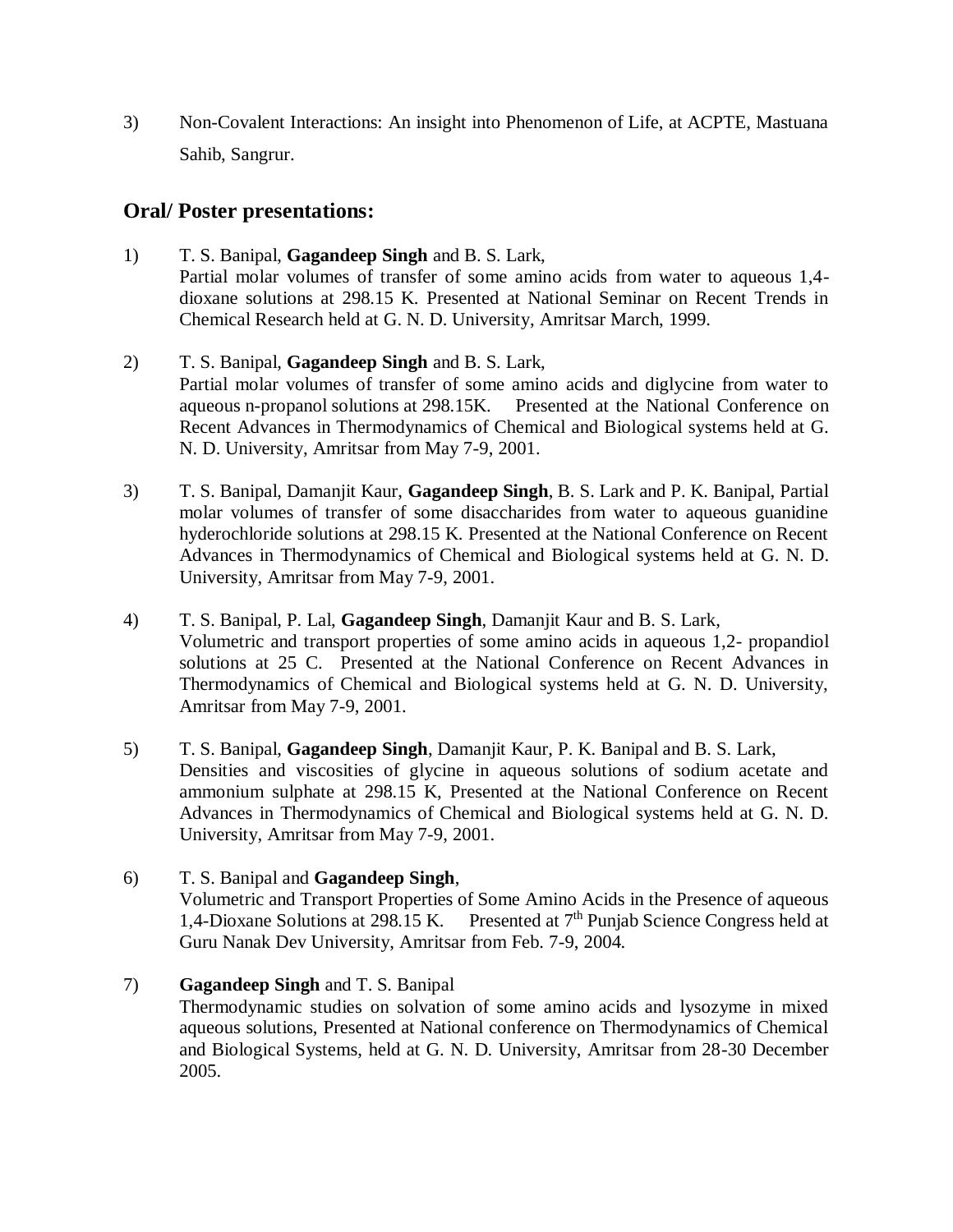3) Non-Covalent Interactions: An insight into Phenomenon of Life, at ACPTE, Mastuana Sahib, Sangrur.

## Oral/ Poster presentations:

1) T. S. Banipal, **Gagandeep Singh** and B. S. Lark,
Partial molar volumes of transfer of some amino acids from water to aqueous 1,4-dioxane solutions at 298.15 K. Presented at National Seminar on Recent Trends in Chemical Research held at G. N. D. University, Amritsar March, 1999.

2) T. S. Banipal, **Gagandeep Singh** and B. S. Lark,
Partial molar volumes of transfer of some amino acids and diglycine from water to aqueous n-propanol solutions at 298.15K. Presented at the National Conference on Recent Advances in Thermodynamics of Chemical and Biological systems held at G. N. D. University, Amritsar from May 7-9, 2001.

3) T. S. Banipal, Damanjit Kaur, **Gagandeep Singh**, B. S. Lark and P. K. Banipal, Partial molar volumes of transfer of some disaccharides from water to aqueous guanidine hyderochloride solutions at 298.15 K. Presented at the National Conference on Recent Advances in Thermodynamics of Chemical and Biological systems held at G. N. D. University, Amritsar from May 7-9, 2001.

4) T. S. Banipal, P. Lal, **Gagandeep Singh**, Damanjit Kaur and B. S. Lark,
Volumetric and transport properties of some amino acids in aqueous 1,2- propandiol solutions at 25 C. Presented at the National Conference on Recent Advances in Thermodynamics of Chemical and Biological systems held at G. N. D. University, Amritsar from May 7-9, 2001.

5) T. S. Banipal, **Gagandeep Singh**, Damanjit Kaur, P. K. Banipal and B. S. Lark,
Densities and viscosities of glycine in aqueous solutions of sodium acetate and ammonium sulphate at 298.15 K, Presented at the National Conference on Recent Advances in Thermodynamics of Chemical and Biological systems held at G. N. D. University, Amritsar from May 7-9, 2001.

6) T. S. Banipal and **Gagandeep Singh**,
Volumetric and Transport Properties of Some Amino Acids in the Presence of aqueous 1,4-Dioxane Solutions at 298.15 K. Presented at 7$^{th}$ Punjab Science Congress held at Guru Nanak Dev University, Amritsar from Feb. 7-9, 2004.

7) **Gagandeep Singh** and T. S. Banipal
Thermodynamic studies on solvation of some amino acids and lysozyme in mixed aqueous solutions, Presented at National conference on Thermodynamics of Chemical and Biological Systems, held at G. N. D. University, Amritsar from 28-30 December 2005.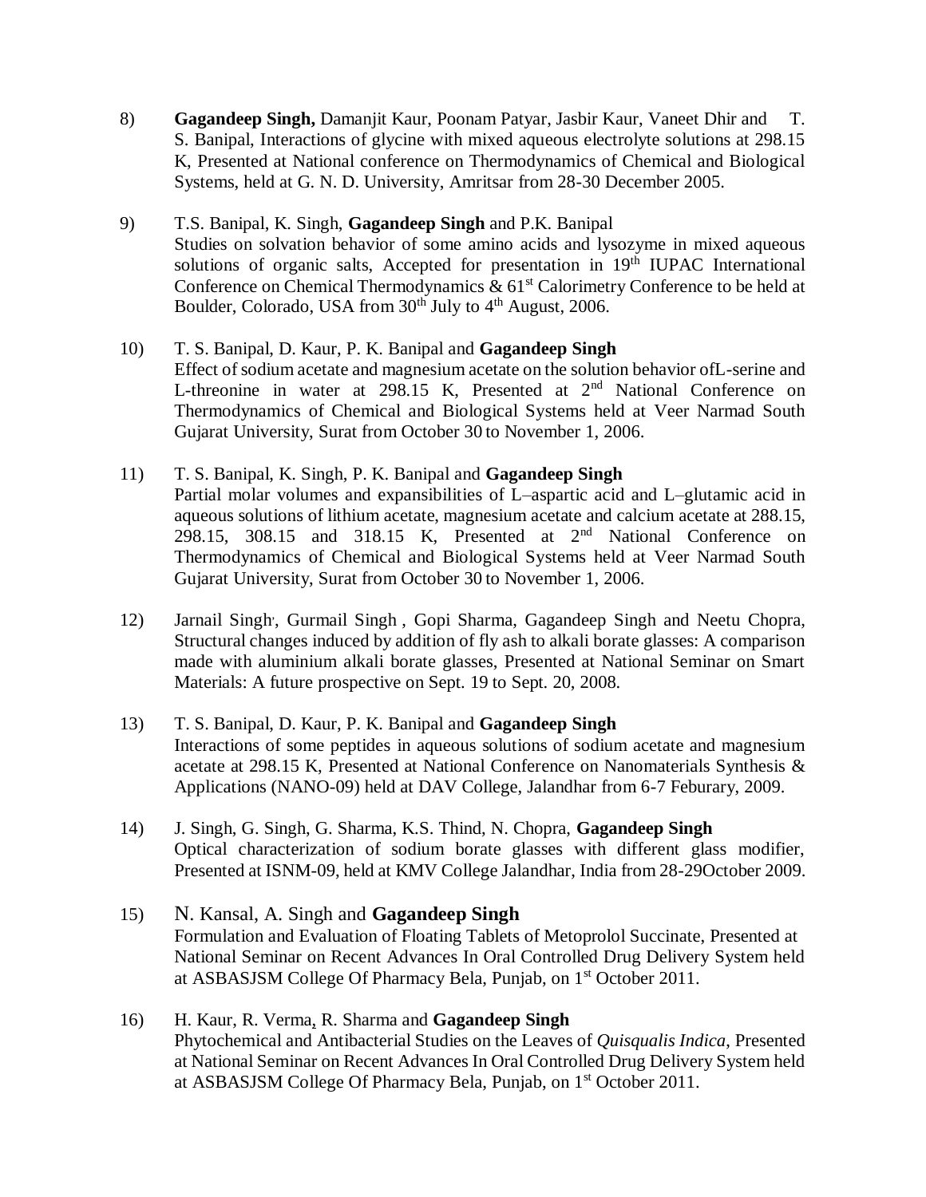8) **Gagandeep Singh,** Damanjit Kaur, Poonam Patyar, Jasbir Kaur, Vaneet Dhir and T. S. Banipal, Interactions of glycine with mixed aqueous electrolyte solutions at 298.15 K, Presented at National conference on Thermodynamics of Chemical and Biological Systems, held at G. N. D. University, Amritsar from 28-30 December 2005.

9) T.S. Banipal, K. Singh, **Gagandeep Singh** and P.K. Banipal
Studies on solvation behavior of some amino acids and lysozyme in mixed aqueous solutions of organic salts, Accepted for presentation in 19th IUPAC International Conference on Chemical Thermodynamics & 61st Calorimetry Conference to be held at Boulder, Colorado, USA from 30th July to 4th August, 2006.

10) T. S. Banipal, D. Kaur, P. K. Banipal and **Gagandeep Singh**
Effect of sodium acetate and magnesium acetate on the solution behavior ofL-serine and L-threonine in water at 298.15 K, Presented at 2nd National Conference on Thermodynamics of Chemical and Biological Systems held at Veer Narmad South Gujarat University, Surat from October 30 to November 1, 2006.

11) T. S. Banipal, K. Singh, P. K. Banipal and **Gagandeep Singh**
Partial molar volumes and expansibilities of L–aspartic acid and L–glutamic acid in aqueous solutions of lithium acetate, magnesium acetate and calcium acetate at 288.15, 298.15, 308.15 and 318.15 K, Presented at 2nd National Conference on Thermodynamics of Chemical and Biological Systems held at Veer Narmad South Gujarat University, Surat from October 30 to November 1, 2006.

12) Jarnail Singh, Gurmail Singh , Gopi Sharma, Gagandeep Singh and Neetu Chopra, Structural changes induced by addition of fly ash to alkali borate glasses: A comparison made with aluminium alkali borate glasses, Presented at National Seminar on Smart Materials: A future prospective on Sept. 19 to Sept. 20, 2008.

13) T. S. Banipal, D. Kaur, P. K. Banipal and **Gagandeep Singh**
Interactions of some peptides in aqueous solutions of sodium acetate and magnesium acetate at 298.15 K, Presented at National Conference on Nanomaterials Synthesis & Applications (NANO-09) held at DAV College, Jalandhar from 6-7 Feburary, 2009.

14) J. Singh, G. Singh, G. Sharma, K.S. Thind, N. Chopra, **Gagandeep Singh**
Optical characterization of sodium borate glasses with different glass modifier, Presented at ISNM-09, held at KMV College Jalandhar, India from 28-29October 2009.

15) N. Kansal, A. Singh and **Gagandeep Singh**
Formulation and Evaluation of Floating Tablets of Metoprolol Succinate, Presented at National Seminar on Recent Advances In Oral Controlled Drug Delivery System held at ASBASJSM College Of Pharmacy Bela, Punjab, on 1st October 2011.

16) H. Kaur, R. Verma, R. Sharma and **Gagandeep Singh**
Phytochemical and Antibacterial Studies on the Leaves of *Quisqualis Indica*, Presented at National Seminar on Recent Advances In Oral Controlled Drug Delivery System held at ASBASJSM College Of Pharmacy Bela, Punjab, on 1st October 2011.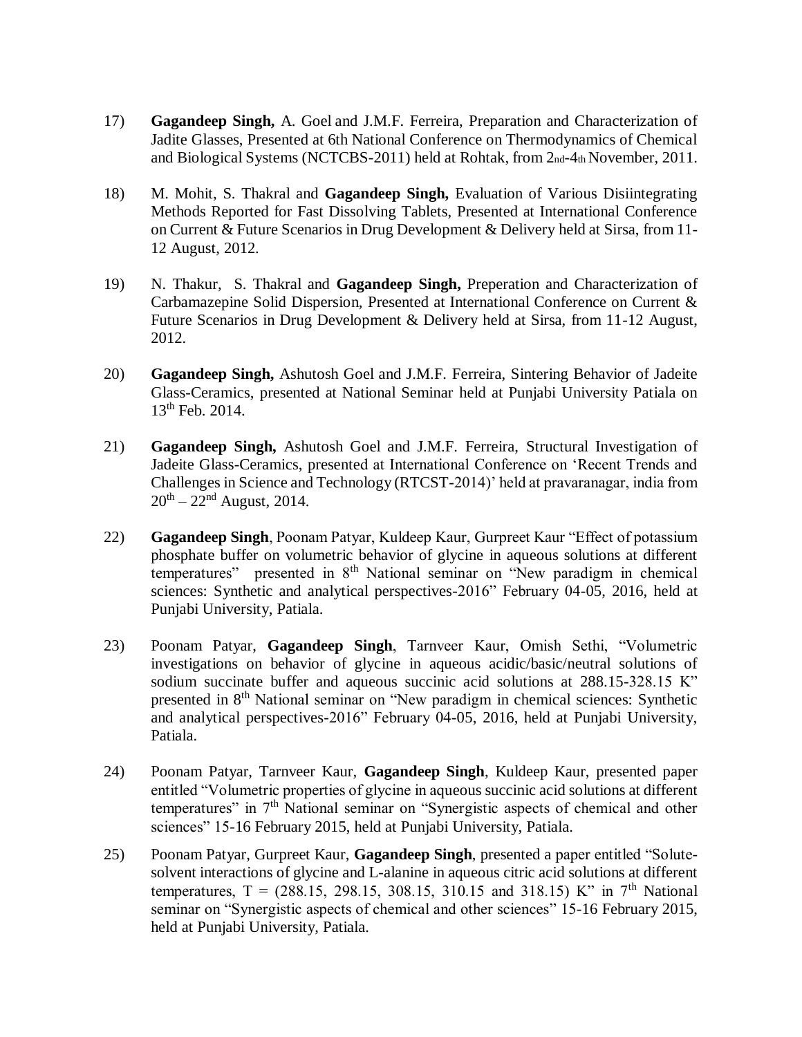17) **Gagandeep Singh,** A. Goel and J.M.F. Ferreira, Preparation and Characterization of Jadite Glasses, Presented at 6th National Conference on Thermodynamics of Chemical and Biological Systems (NCTCBS-2011) held at Rohtak, from 2nd-4th November, 2011.

18) M. Mohit, S. Thakral and **Gagandeep Singh,** Evaluation of Various Disiintegrating Methods Reported for Fast Dissolving Tablets, Presented at International Conference on Current & Future Scenarios in Drug Development & Delivery held at Sirsa, from 11-12 August, 2012.

19) N. Thakur, S. Thakral and **Gagandeep Singh,** Preperation and Characterization of Carbamazepine Solid Dispersion, Presented at International Conference on Current & Future Scenarios in Drug Development & Delivery held at Sirsa, from 11-12 August, 2012.

20) **Gagandeep Singh,** Ashutosh Goel and J.M.F. Ferreira, Sintering Behavior of Jadeite Glass-Ceramics, presented at National Seminar held at Punjabi University Patiala on 13th Feb. 2014.

21) **Gagandeep Singh,** Ashutosh Goel and J.M.F. Ferreira, Structural Investigation of Jadeite Glass-Ceramics, presented at International Conference on 'Recent Trends and Challenges in Science and Technology (RTCST-2014)' held at pravaranagar, india from 20th – 22nd August, 2014.

22) **Gagandeep Singh**, Poonam Patyar, Kuldeep Kaur, Gurpreet Kaur "Effect of potassium phosphate buffer on volumetric behavior of glycine in aqueous solutions at different temperatures" presented in 8th National seminar on "New paradigm in chemical sciences: Synthetic and analytical perspectives-2016" February 04-05, 2016, held at Punjabi University, Patiala.

23) Poonam Patyar, **Gagandeep Singh**, Tarnveer Kaur, Omish Sethi, "Volumetric investigations on behavior of glycine in aqueous acidic/basic/neutral solutions of sodium succinate buffer and aqueous succinic acid solutions at 288.15-328.15 K" presented in 8th National seminar on "New paradigm in chemical sciences: Synthetic and analytical perspectives-2016" February 04-05, 2016, held at Punjabi University, Patiala.

24) Poonam Patyar, Tarnveer Kaur, **Gagandeep Singh**, Kuldeep Kaur, presented paper entitled "Volumetric properties of glycine in aqueous succinic acid solutions at different temperatures" in 7th National seminar on "Synergistic aspects of chemical and other sciences" 15-16 February 2015, held at Punjabi University, Patiala.

25) Poonam Patyar, Gurpreet Kaur, **Gagandeep Singh**, presented a paper entitled "Solute-solvent interactions of glycine and L-alanine in aqueous citric acid solutions at different temperatures, T = (288.15, 298.15, 308.15, 310.15 and 318.15) K" in 7th National seminar on "Synergistic aspects of chemical and other sciences" 15-16 February 2015, held at Punjabi University, Patiala.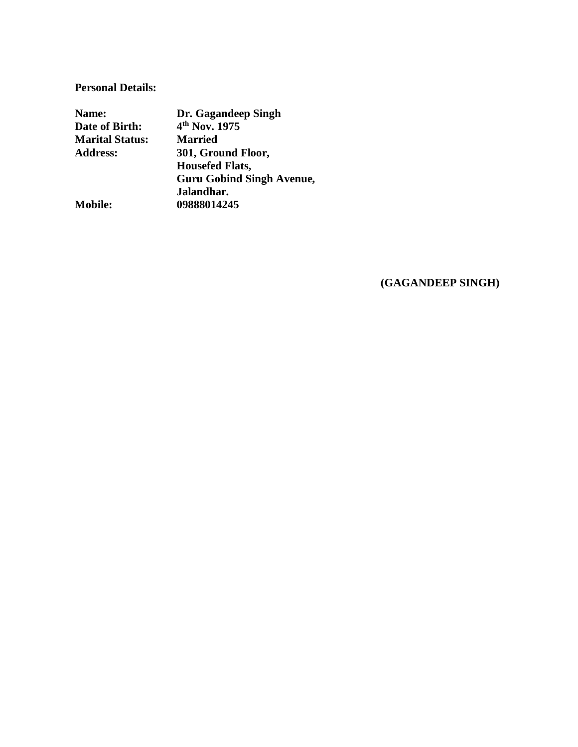**Personal Details:**

| | |
|---|---|
| **Name:** | **Dr. Gagandeep Singh** |
| **Date of Birth:** | **4th Nov. 1975** |
| **Marital Status:** | **Married** |
| **Address:** | **301, Ground Floor,**<br>**Housefed Flats,**<br>**Guru Gobind Singh Avenue,**<br>**Jalandhar.** |
| **Mobile:** | **09888014245** |

**(GAGANDEEP SINGH)**